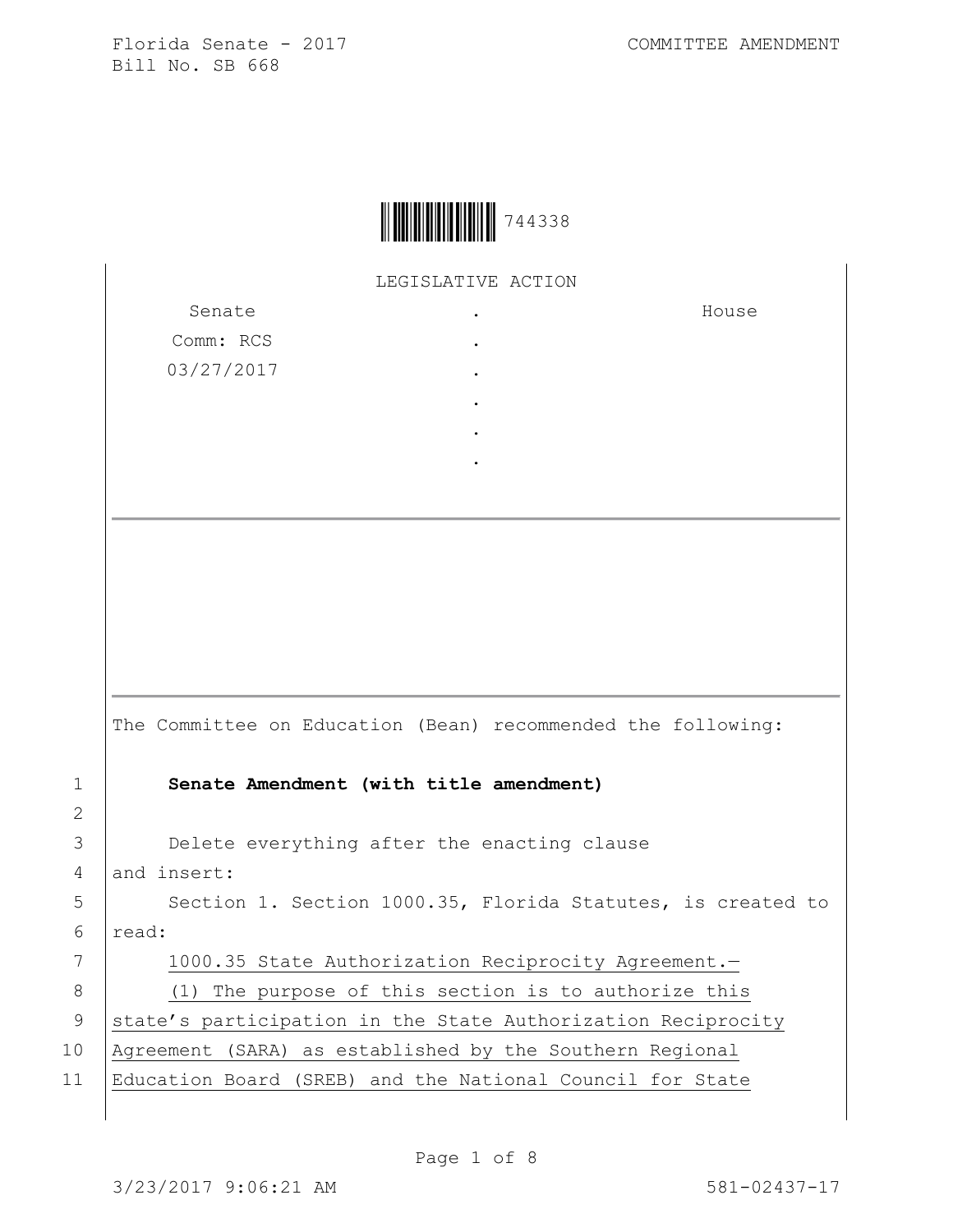Florida Senate - 2017 COMMITTEE AMENDMENT
Bill No. SB 668

744338

LEGISLATIVE ACTION

| Senate | . | House |
|---|---|---|
| Comm: RCS | . | |
| 03/27/2017 | . | |
| | . | |
| | . | |
| | . | |

The Committee on Education (Bean) recommended the following:

**Senate Amendment (with title amendment)**

Delete everything after the enacting clause and insert:

Section 1. Section 1000.35, Florida Statutes, is created to read:

1000.35 State Authorization Reciprocity Agreement.—

(1) The purpose of this section is to authorize this state's participation in the State Authorization Reciprocity Agreement (SARA) as established by the Southern Regional Education Board (SREB) and the National Council for State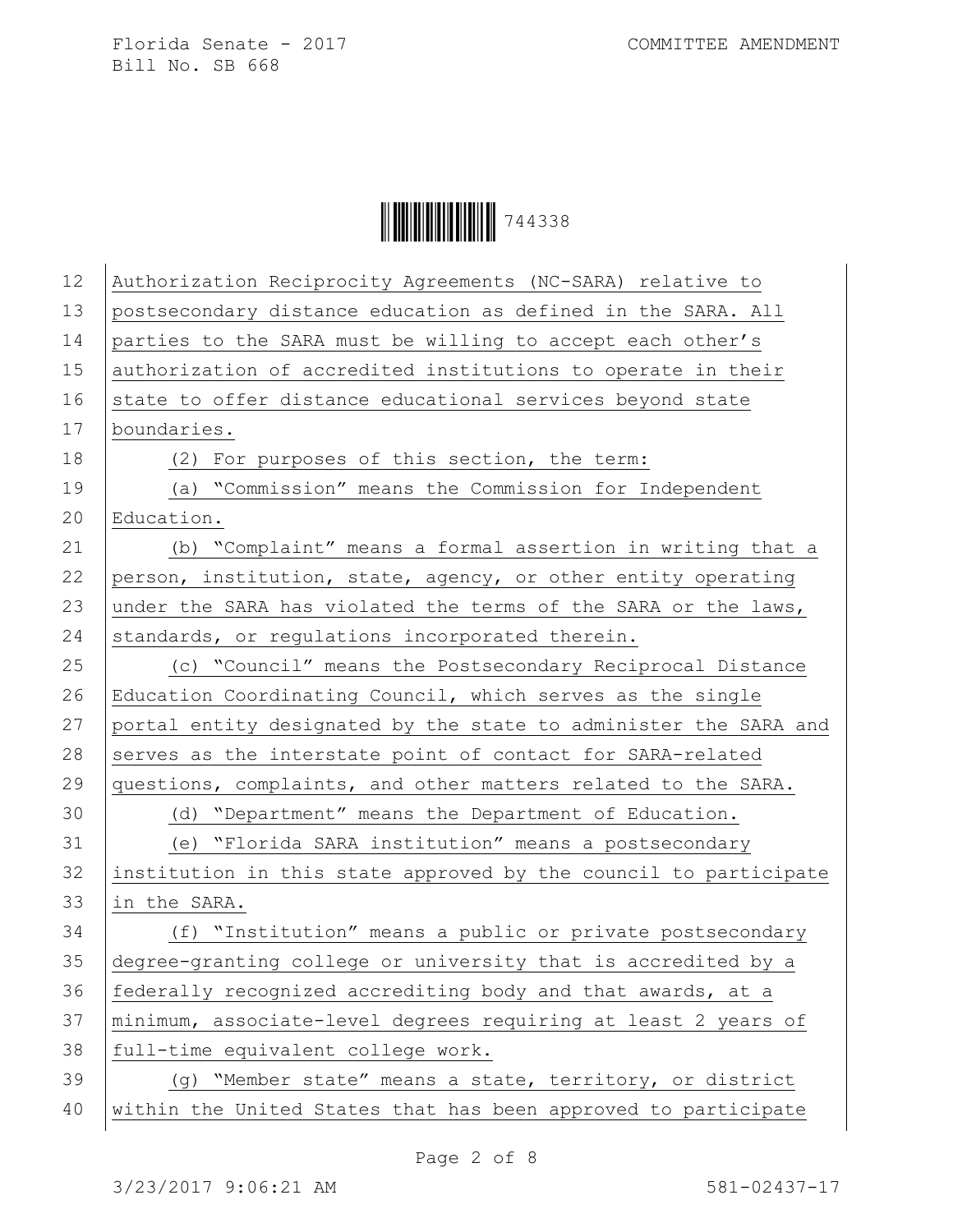Authorization Reciprocity Agreements (NC-SARA) relative to postsecondary distance education as defined in the SARA. All parties to the SARA must be willing to accept each other's authorization of accredited institutions to operate in their state to offer distance educational services beyond state boundaries.

(2) For purposes of this section, the term:

(a) "Commission" means the Commission for Independent Education.

(b) "Complaint" means a formal assertion in writing that a person, institution, state, agency, or other entity operating under the SARA has violated the terms of the SARA or the laws, standards, or regulations incorporated therein.

(c) "Council" means the Postsecondary Reciprocal Distance Education Coordinating Council, which serves as the single portal entity designated by the state to administer the SARA and serves as the interstate point of contact for SARA-related questions, complaints, and other matters related to the SARA.

(d) "Department" means the Department of Education.

(e) "Florida SARA institution" means a postsecondary institution in this state approved by the council to participate in the SARA.

(f) "Institution" means a public or private postsecondary degree-granting college or university that is accredited by a federally recognized accrediting body and that awards, at a minimum, associate-level degrees requiring at least 2 years of full-time equivalent college work.

(g) "Member state" means a state, territory, or district within the United States that has been approved to participate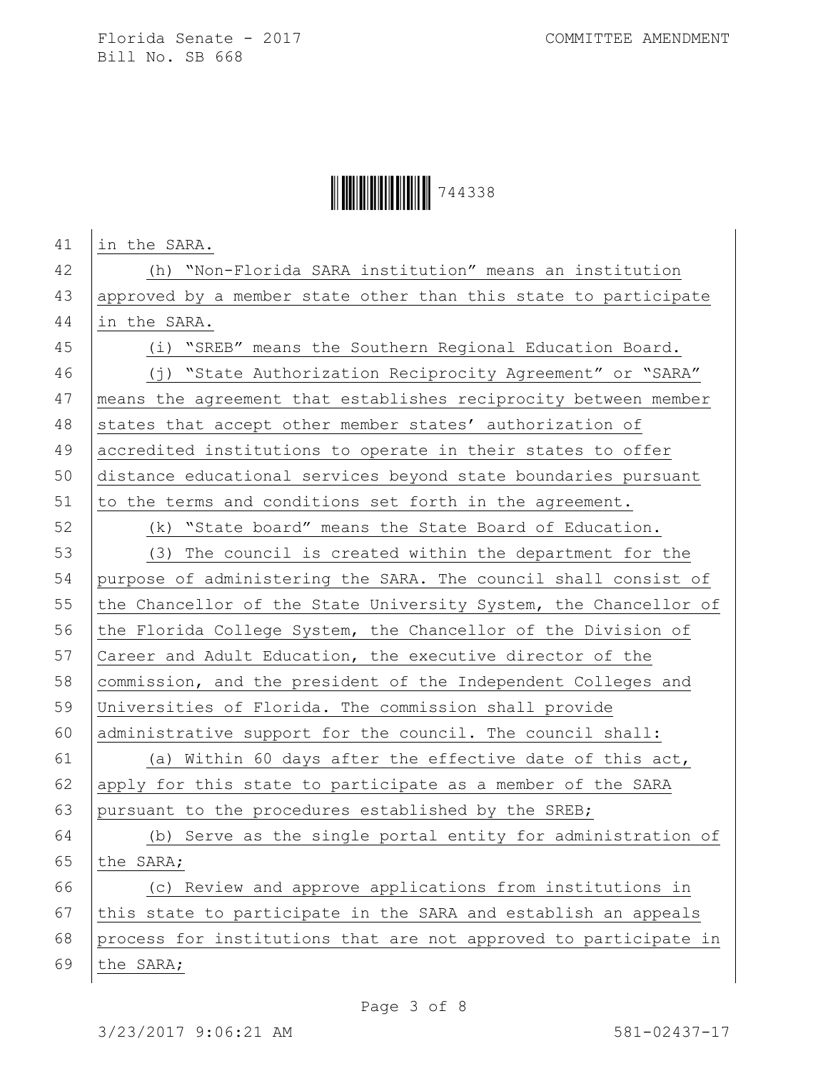in the SARA.

(h) "Non-Florida SARA institution" means an institution approved by a member state other than this state to participate in the SARA.

(i) "SREB" means the Southern Regional Education Board.

(j) "State Authorization Reciprocity Agreement" or "SARA" means the agreement that establishes reciprocity between member states that accept other member states' authorization of accredited institutions to operate in their states to offer distance educational services beyond state boundaries pursuant to the terms and conditions set forth in the agreement.

(k) "State board" means the State Board of Education.

(3) The council is created within the department for the purpose of administering the SARA. The council shall consist of the Chancellor of the State University System, the Chancellor of the Florida College System, the Chancellor of the Division of Career and Adult Education, the executive director of the commission, and the president of the Independent Colleges and Universities of Florida. The commission shall provide administrative support for the council. The council shall:

(a) Within 60 days after the effective date of this act, apply for this state to participate as a member of the SARA pursuant to the procedures established by the SREB;

(b) Serve as the single portal entity for administration of the SARA;

(c) Review and approve applications from institutions in this state to participate in the SARA and establish an appeals process for institutions that are not approved to participate in the SARA;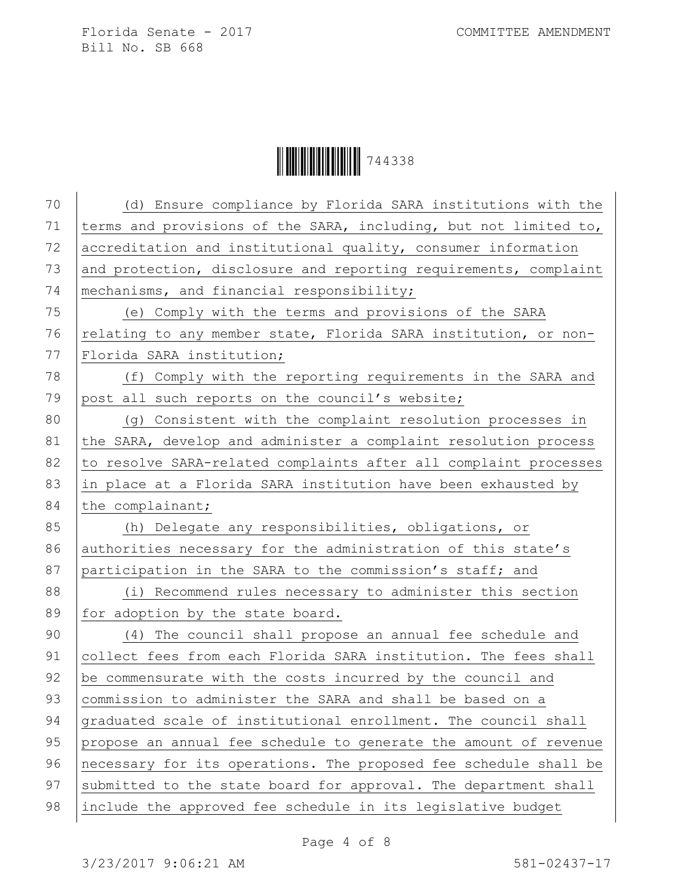(d) Ensure compliance by Florida SARA institutions with the terms and provisions of the SARA, including, but not limited to, accreditation and institutional quality, consumer information and protection, disclosure and reporting requirements, complaint mechanisms, and financial responsibility;

(e) Comply with the terms and provisions of the SARA relating to any member state, Florida SARA institution, or non-Florida SARA institution;

(f) Comply with the reporting requirements in the SARA and post all such reports on the council's website;

(g) Consistent with the complaint resolution processes in the SARA, develop and administer a complaint resolution process to resolve SARA-related complaints after all complaint processes in place at a Florida SARA institution have been exhausted by the complainant;

(h) Delegate any responsibilities, obligations, or authorities necessary for the administration of this state's participation in the SARA to the commission's staff; and

(i) Recommend rules necessary to administer this section for adoption by the state board.

(4) The council shall propose an annual fee schedule and collect fees from each Florida SARA institution. The fees shall be commensurate with the costs incurred by the council and commission to administer the SARA and shall be based on a graduated scale of institutional enrollment. The council shall propose an annual fee schedule to generate the amount of revenue necessary for its operations. The proposed fee schedule shall be submitted to the state board for approval. The department shall include the approved fee schedule in its legislative budget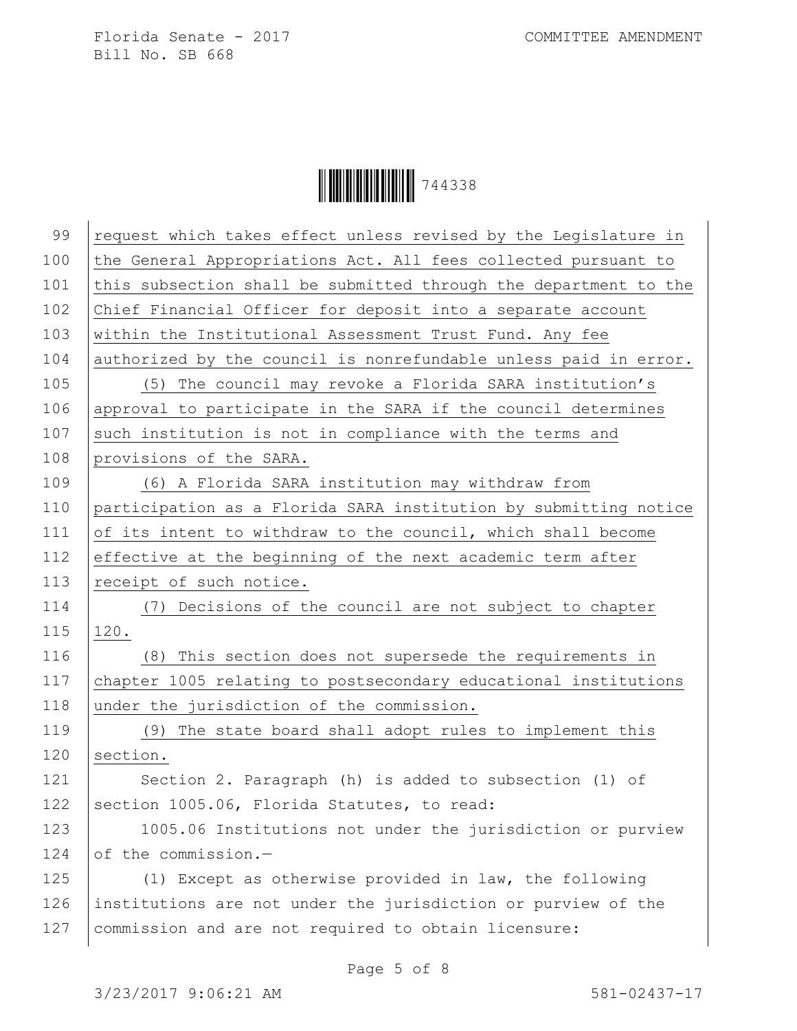request which takes effect unless revised by the Legislature in the General Appropriations Act. All fees collected pursuant to this subsection shall be submitted through the department to the Chief Financial Officer for deposit into a separate account within the Institutional Assessment Trust Fund. Any fee authorized by the council is nonrefundable unless paid in error.

(5) The council may revoke a Florida SARA institution's approval to participate in the SARA if the council determines such institution is not in compliance with the terms and provisions of the SARA.

(6) A Florida SARA institution may withdraw from participation as a Florida SARA institution by submitting notice of its intent to withdraw to the council, which shall become effective at the beginning of the next academic term after receipt of such notice.

(7) Decisions of the council are not subject to chapter 120.

(8) This section does not supersede the requirements in chapter 1005 relating to postsecondary educational institutions under the jurisdiction of the commission.

(9) The state board shall adopt rules to implement this section.

Section 2. Paragraph (h) is added to subsection (1) of section 1005.06, Florida Statutes, to read:

1005.06 Institutions not under the jurisdiction or purview of the commission.—

(1) Except as otherwise provided in law, the following institutions are not under the jurisdiction or purview of the commission and are not required to obtain licensure: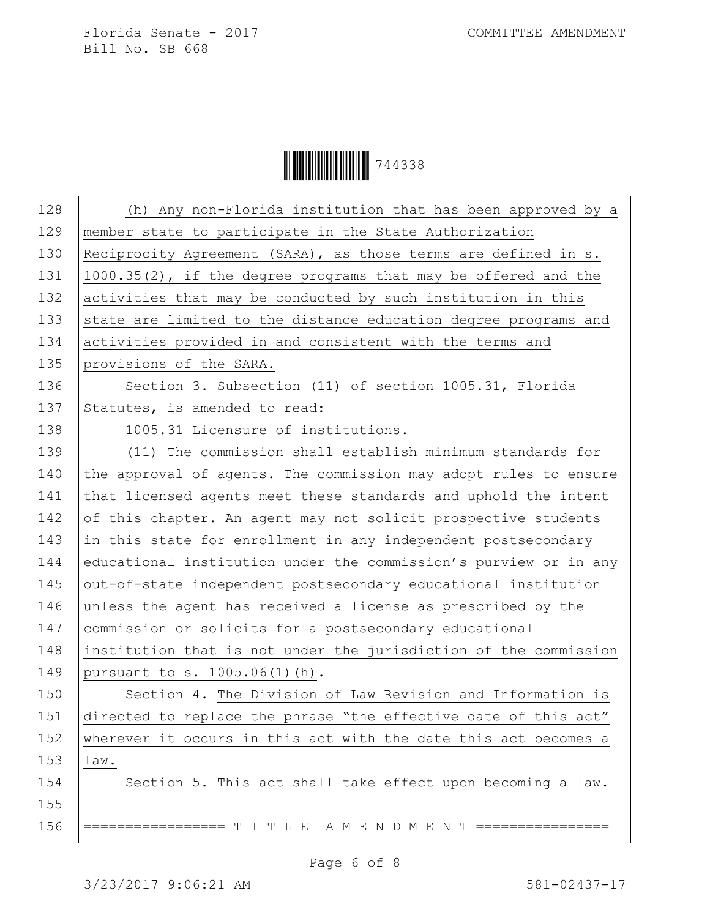(h) Any non-Florida institution that has been approved by a member state to participate in the State Authorization Reciprocity Agreement (SARA), as those terms are defined in s. 1000.35(2), if the degree programs that may be offered and the activities that may be conducted by such institution in this state are limited to the distance education degree programs and activities provided in and consistent with the terms and provisions of the SARA.

Section 3. Subsection (11) of section 1005.31, Florida Statutes, is amended to read:

1005.31 Licensure of institutions.—

(11) The commission shall establish minimum standards for the approval of agents. The commission may adopt rules to ensure that licensed agents meet these standards and uphold the intent of this chapter. An agent may not solicit prospective students in this state for enrollment in any independent postsecondary educational institution under the commission's purview or in any out-of-state independent postsecondary educational institution unless the agent has received a license as prescribed by the commission or solicits for a postsecondary educational institution that is not under the jurisdiction of the commission pursuant to s. 1005.06(1)(h).

Section 4. The Division of Law Revision and Information is directed to replace the phrase "the effective date of this act" wherever it occurs in this act with the date this act becomes a law.

Section 5. This act shall take effect upon becoming a law.

================= T I T L E A M E N D M E N T ================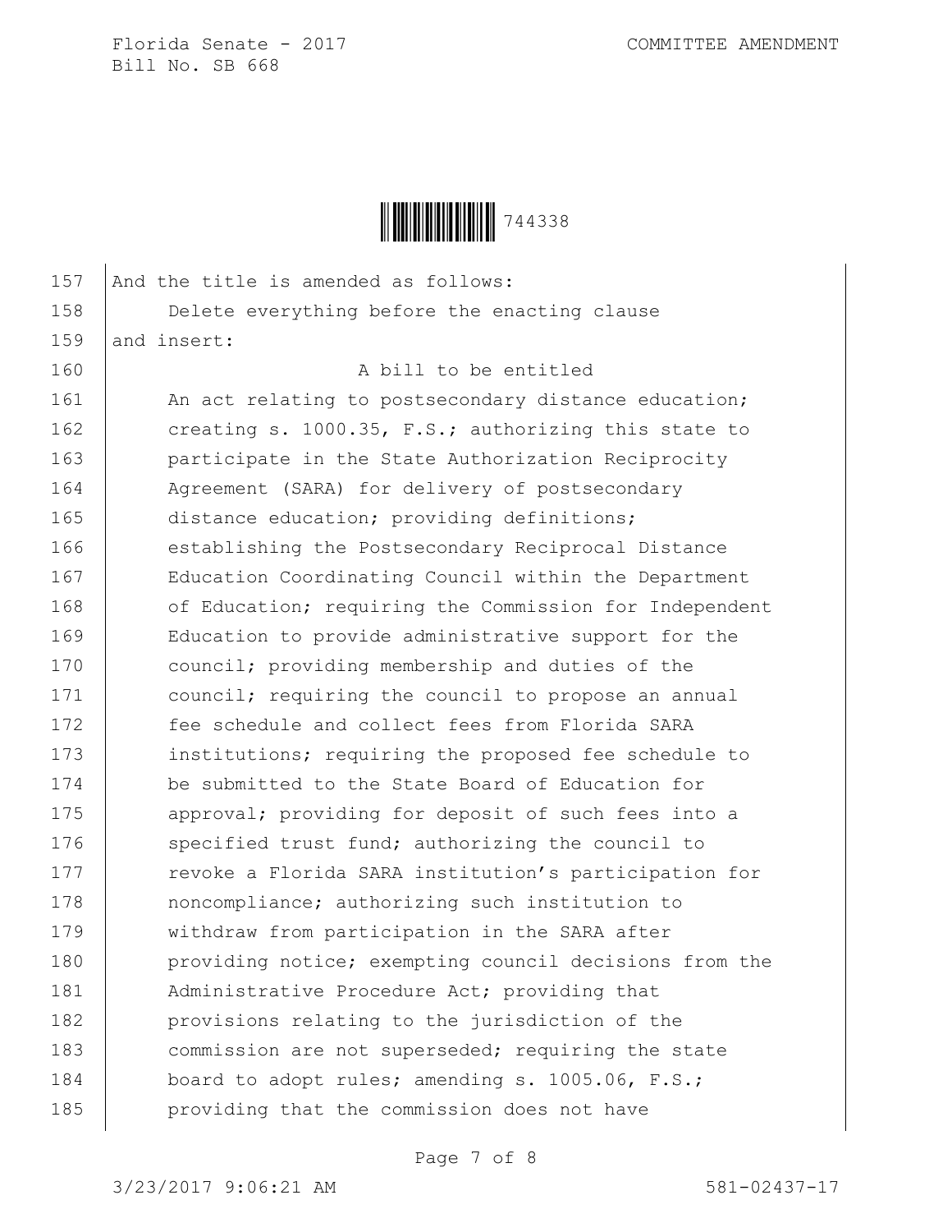And the title is amended as follows:

Delete everything before the enacting clause

and insert:

A bill to be entitled

An act relating to postsecondary distance education; creating s. 1000.35, F.S.; authorizing this state to participate in the State Authorization Reciprocity Agreement (SARA) for delivery of postsecondary distance education; providing definitions; establishing the Postsecondary Reciprocal Distance Education Coordinating Council within the Department of Education; requiring the Commission for Independent Education to provide administrative support for the council; providing membership and duties of the council; requiring the council to propose an annual fee schedule and collect fees from Florida SARA institutions; requiring the proposed fee schedule to be submitted to the State Board of Education for approval; providing for deposit of such fees into a specified trust fund; authorizing the council to revoke a Florida SARA institution's participation for noncompliance; authorizing such institution to withdraw from participation in the SARA after providing notice; exempting council decisions from the Administrative Procedure Act; providing that provisions relating to the jurisdiction of the commission are not superseded; requiring the state board to adopt rules; amending s. 1005.06, F.S.; providing that the commission does not have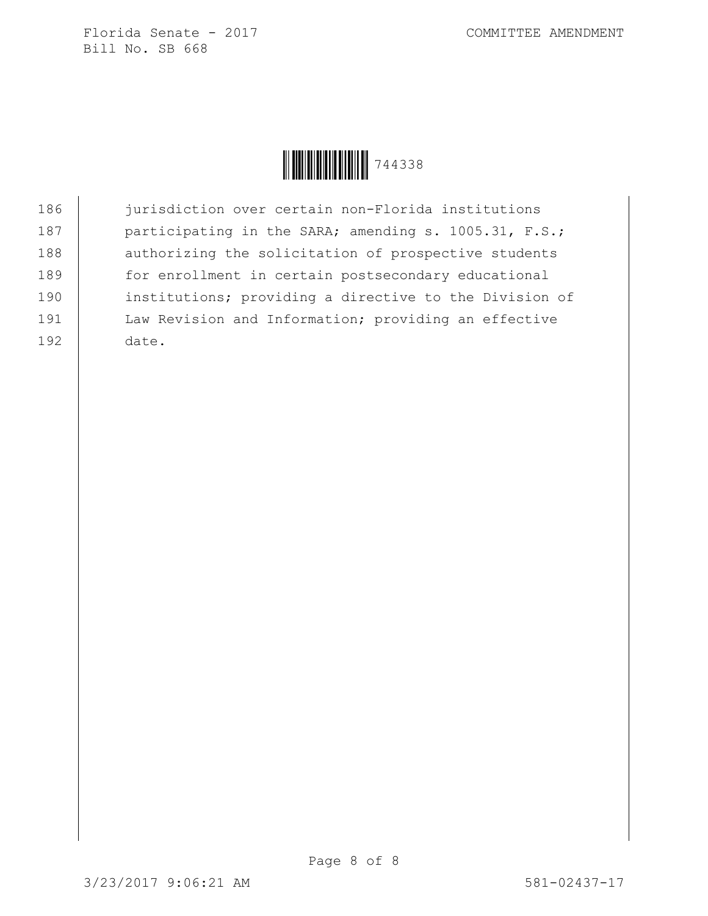186 jurisdiction over certain non-Florida institutions
187 participating in the SARA; amending s. 1005.31, F.S.;
188 authorizing the solicitation of prospective students
189 for enrollment in certain postsecondary educational
190 institutions; providing a directive to the Division of
191 Law Revision and Information; providing an effective
192 date.